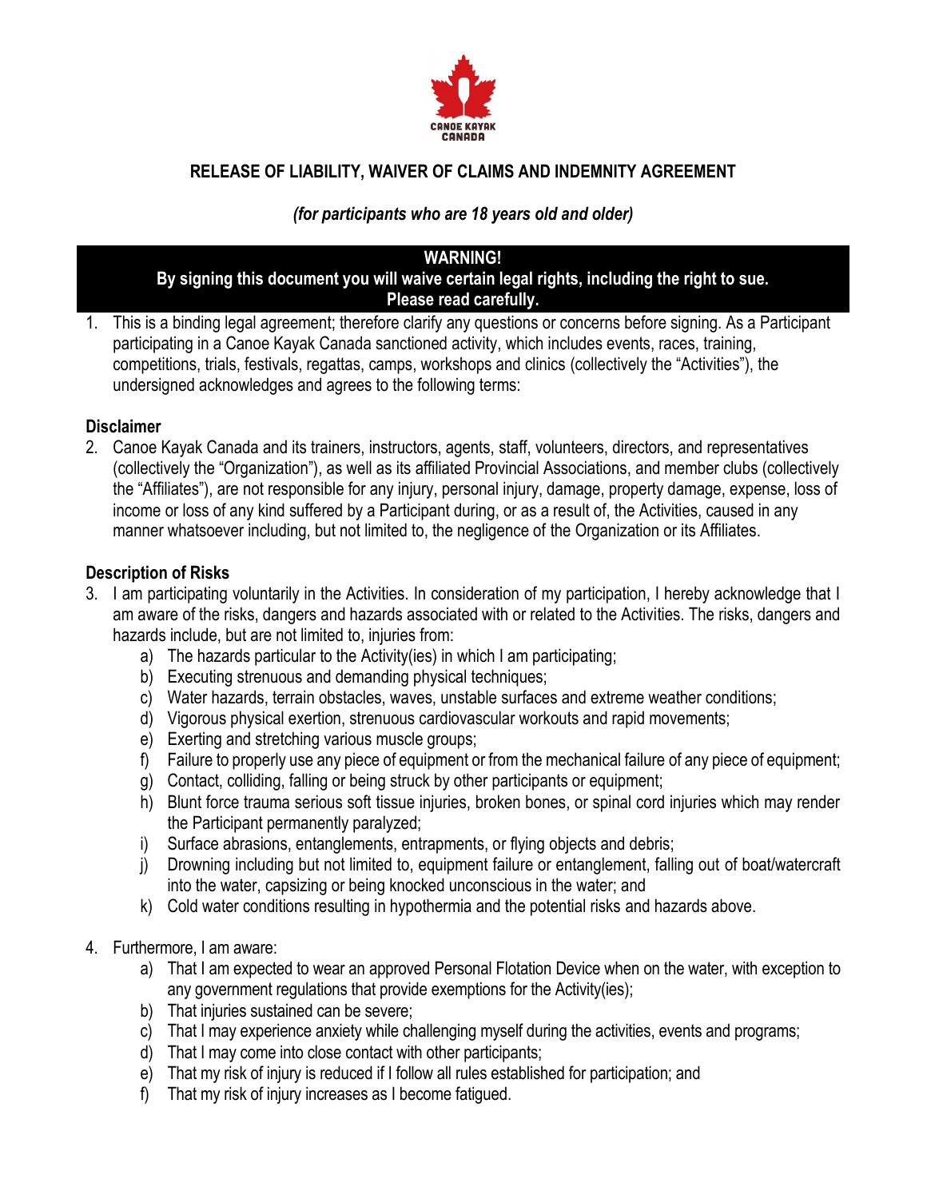CANOE KAYAK CANADA

# RELEASE OF LIABILITY, WAIVER OF CLAIMS AND INDEMNITY AGREEMENT

***(for participants who are 18 years old and older)***

**WARNING!**
**By signing this document you will waive certain legal rights, including the right to sue.**
**Please read carefully.**

1. This is a binding legal agreement; therefore clarify any questions or concerns before signing. As a Participant participating in a Canoe Kayak Canada sanctioned activity, which includes events, races, training, competitions, trials, festivals, regattas, camps, workshops and clinics (collectively the "Activities"), the undersigned acknowledges and agrees to the following terms:

**Disclaimer**

2. Canoe Kayak Canada and its trainers, instructors, agents, staff, volunteers, directors, and representatives (collectively the "Organization"), as well as its affiliated Provincial Associations, and member clubs (collectively the "Affiliates"), are not responsible for any injury, personal injury, damage, property damage, expense, loss of income or loss of any kind suffered by a Participant during, or as a result of, the Activities, caused in any manner whatsoever including, but not limited to, the negligence of the Organization or its Affiliates.

**Description of Risks**

3. I am participating voluntarily in the Activities. In consideration of my participation, I hereby acknowledge that I am aware of the risks, dangers and hazards associated with or related to the Activities. The risks, dangers and hazards include, but are not limited to, injuries from:
   a) The hazards particular to the Activity(ies) in which I am participating;
   b) Executing strenuous and demanding physical techniques;
   c) Water hazards, terrain obstacles, waves, unstable surfaces and extreme weather conditions;
   d) Vigorous physical exertion, strenuous cardiovascular workouts and rapid movements;
   e) Exerting and stretching various muscle groups;
   f) Failure to properly use any piece of equipment or from the mechanical failure of any piece of equipment;
   g) Contact, colliding, falling or being struck by other participants or equipment;
   h) Blunt force trauma serious soft tissue injuries, broken bones, or spinal cord injuries which may render the Participant permanently paralyzed;
   i) Surface abrasions, entanglements, entrapments, or flying objects and debris;
   j) Drowning including but not limited to, equipment failure or entanglement, falling out of boat/watercraft into the water, capsizing or being knocked unconscious in the water; and
   k) Cold water conditions resulting in hypothermia and the potential risks and hazards above.

4. Furthermore, I am aware:
   a) That I am expected to wear an approved Personal Flotation Device when on the water, with exception to any government regulations that provide exemptions for the Activity(ies);
   b) That injuries sustained can be severe;
   c) That I may experience anxiety while challenging myself during the activities, events and programs;
   d) That I may come into close contact with other participants;
   e) That my risk of injury is reduced if I follow all rules established for participation; and
   f) That my risk of injury increases as I become fatigued.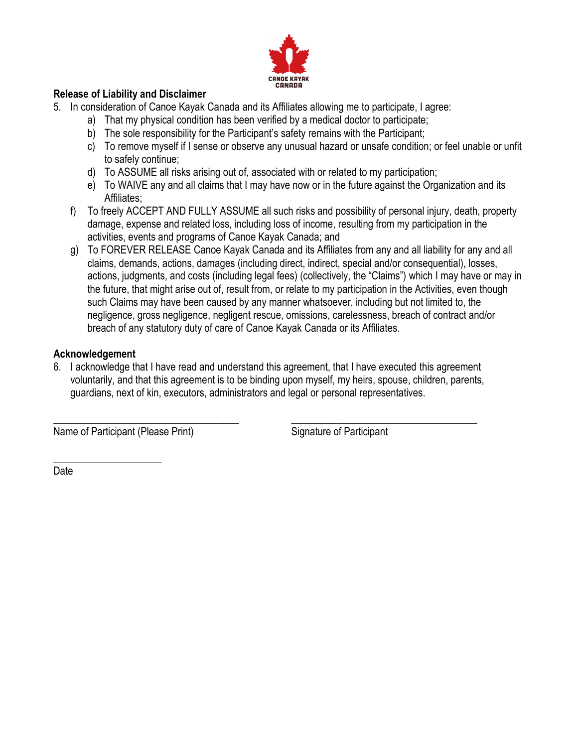## Release of Liability and Disclaimer

5. In consideration of Canoe Kayak Canada and its Affiliates allowing me to participate, I agree:
   a) That my physical condition has been verified by a medical doctor to participate;
   b) The sole responsibility for the Participant's safety remains with the Participant;
   c) To remove myself if I sense or observe any unusual hazard or unsafe condition; or feel unable or unfit to safely continue;
   d) To ASSUME all risks arising out of, associated with or related to my participation;
   e) To WAIVE any and all claims that I may have now or in the future against the Organization and its Affiliates;
   f) To freely ACCEPT AND FULLY ASSUME all such risks and possibility of personal injury, death, property damage, expense and related loss, including loss of income, resulting from my participation in the activities, events and programs of Canoe Kayak Canada; and
   g) To FOREVER RELEASE Canoe Kayak Canada and its Affiliates from any and all liability for any and all claims, demands, actions, damages (including direct, indirect, special and/or consequential), losses, actions, judgments, and costs (including legal fees) (collectively, the "Claims") which I may have or may in the future, that might arise out of, result from, or relate to my participation in the Activities, even though such Claims may have been caused by any manner whatsoever, including but not limited to, the negligence, gross negligence, negligent rescue, omissions, carelessness, breach of contract and/or breach of any statutory duty of care of Canoe Kayak Canada or its Affiliates.

## Acknowledgement

6. I acknowledge that I have read and understand this agreement, that I have executed this agreement voluntarily, and that this agreement is to be binding upon myself, my heirs, spouse, children, parents, guardians, next of kin, executors, administrators and legal or personal representatives.

_________________________________ Name of Participant (Please Print)

_________________________________ Signature of Participant

____________________ Date